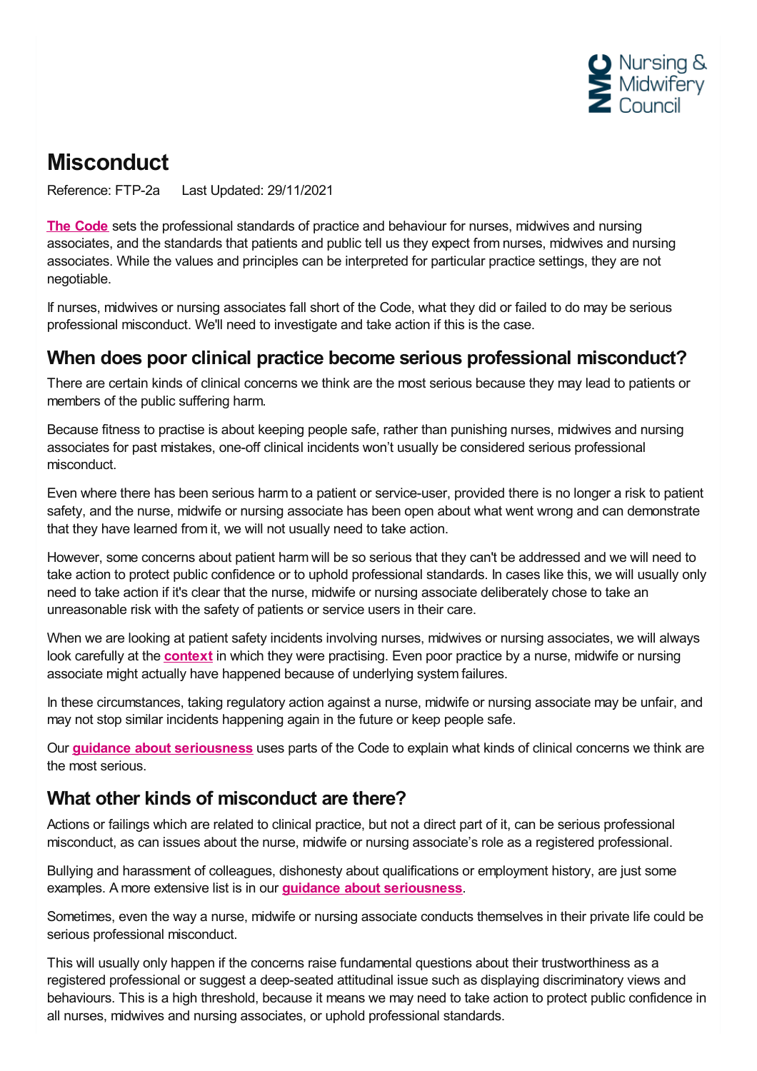# Misconduct

Reference: FTP-2a Last Updated: 29/11/2021

**The Code** sets the professional standards of practice and behaviour for nurses, midwives and nursing associates, and the standards that patients and public tell us they expect from nurses, midwives and nursing associates. While the values and principles can be interpreted for particular practice settings, they are not negotiable.

If nurses, midwives or nursing associates fall short of the Code, what they did or failed to do may be serious professional misconduct. We'll need to investigate and take action if this is the case.

## When does poor clinical practice become serious professional misconduct?

There are certain kinds of clinical concerns we think are the most serious because they may lead to patients or members of the public suffering harm.

Because fitness to practise is about keeping people safe, rather than punishing nurses, midwives and nursing associates for past mistakes, one-off clinical incidents won't usually be considered serious professional misconduct.

Even where there has been serious harm to a patient or service-user, provided there is no longer a risk to patient safety, and the nurse, midwife or nursing associate has been open about what went wrong and can demonstrate that they have learned from it, we will not usually need to take action.

However, some concerns about patient harm will be so serious that they can't be addressed and we will need to take action to protect public confidence or to uphold professional standards. In cases like this, we will usually only need to take action if it's clear that the nurse, midwife or nursing associate deliberately chose to take an unreasonable risk with the safety of patients or service users in their care.

When we are looking at patient safety incidents involving nurses, midwives or nursing associates, we will always look carefully at the **context** in which they were practising. Even poor practice by a nurse, midwife or nursing associate might actually have happened because of underlying system failures.

In these circumstances, taking regulatory action against a nurse, midwife or nursing associate may be unfair, and may not stop similar incidents happening again in the future or keep people safe.

Our **guidance about seriousness** uses parts of the Code to explain what kinds of clinical concerns we think are the most serious.

## What other kinds of misconduct are there?

Actions or failings which are related to clinical practice, but not a direct part of it, can be serious professional misconduct, as can issues about the nurse, midwife or nursing associate's role as a registered professional.

Bullying and harassment of colleagues, dishonesty about qualifications or employment history, are just some examples. A more extensive list is in our **guidance about seriousness**.

Sometimes, even the way a nurse, midwife or nursing associate conducts themselves in their private life could be serious professional misconduct.

This will usually only happen if the concerns raise fundamental questions about their trustworthiness as a registered professional or suggest a deep-seated attitudinal issue such as displaying discriminatory views and behaviours. This is a high threshold, because it means we may need to take action to protect public confidence in all nurses, midwives and nursing associates, or uphold professional standards.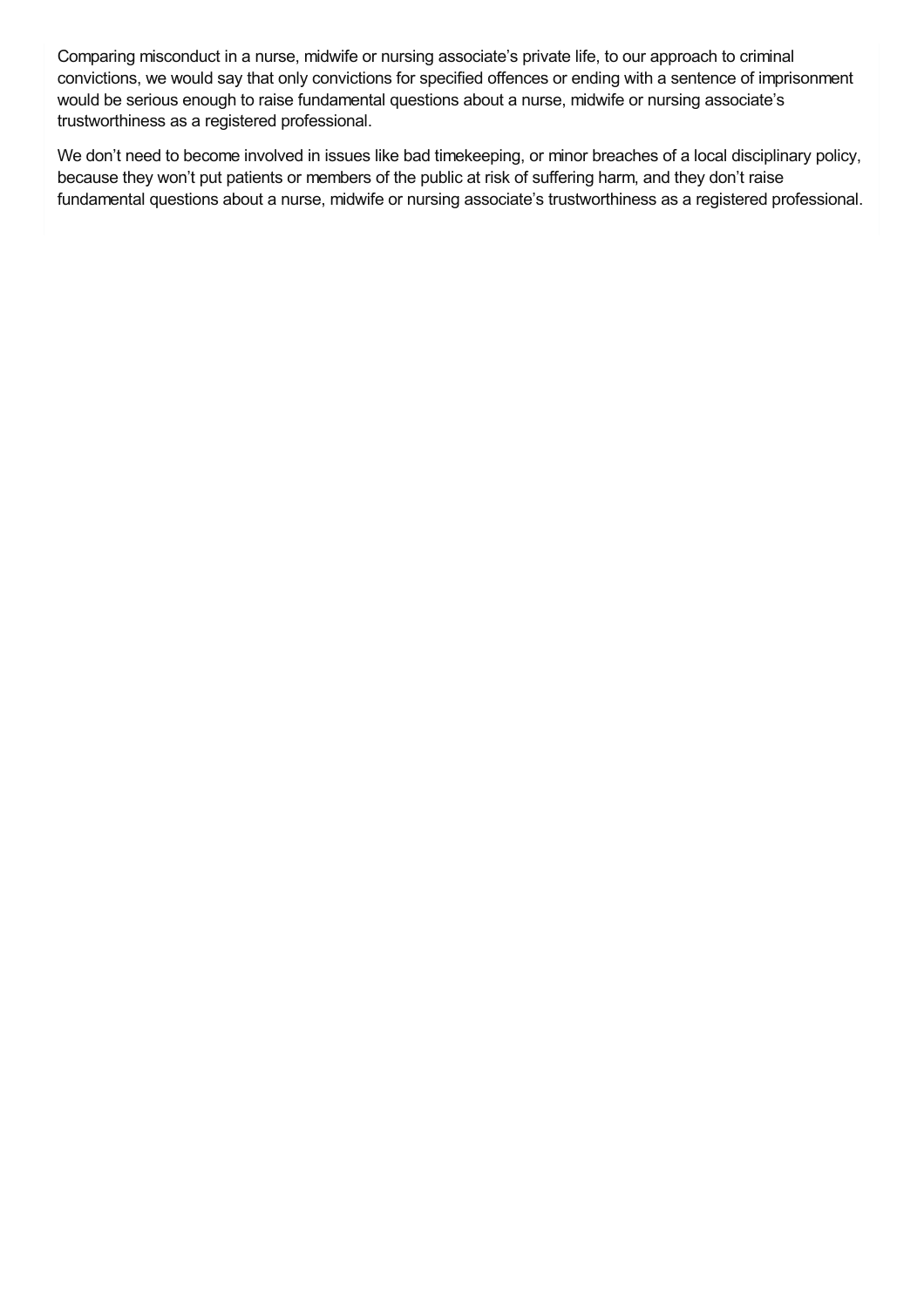Comparing misconduct in a nurse, midwife or nursing associate's private life, to our approach to criminal convictions, we would say that only convictions for specified offences or ending with a sentence of imprisonment would be serious enough to raise fundamental questions about a nurse, midwife or nursing associate's trustworthiness as a registered professional.

We don't need to become involved in issues like bad timekeeping, or minor breaches of a local disciplinary policy, because they won't put patients or members of the public at risk of suffering harm, and they don't raise fundamental questions about a nurse, midwife or nursing associate's trustworthiness as a registered professional.